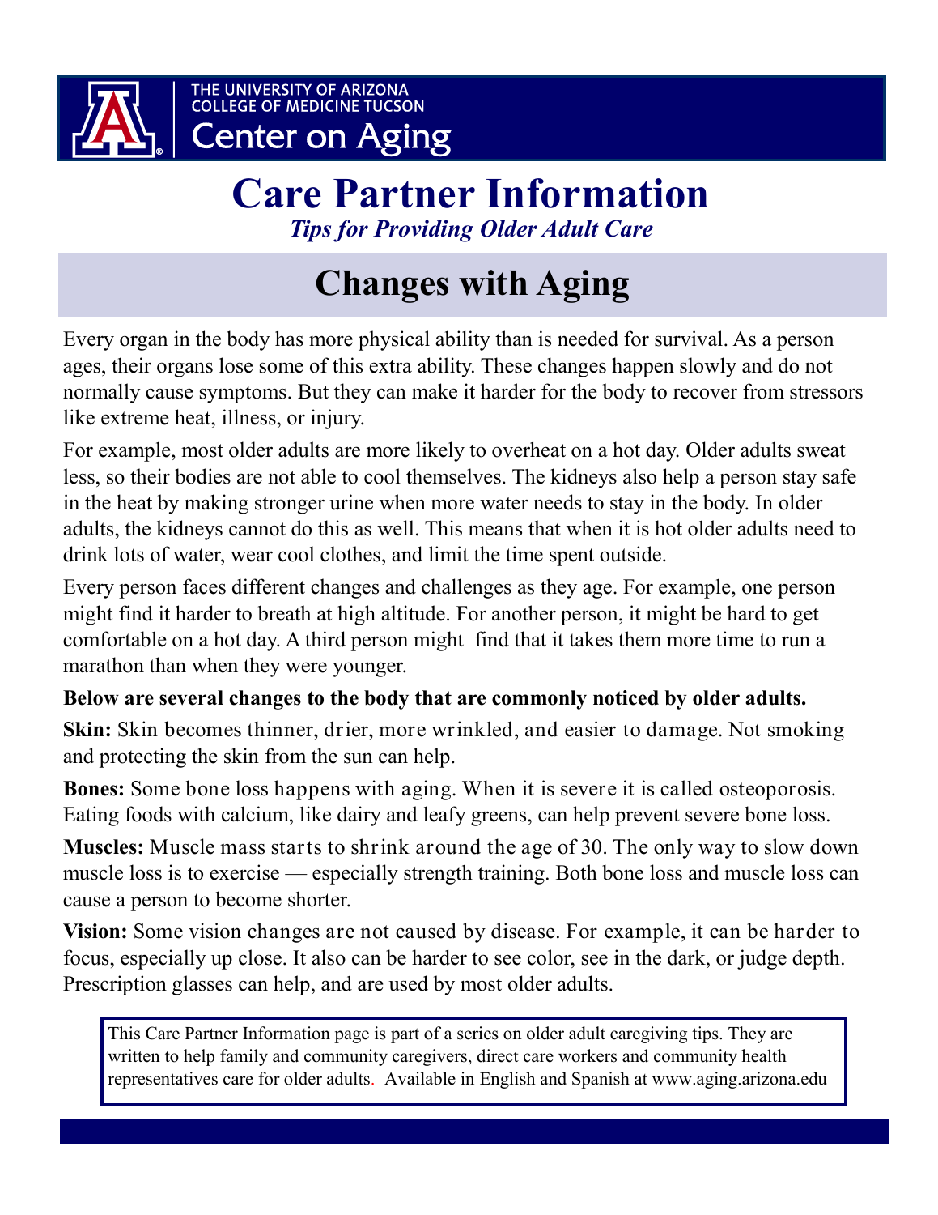THE UNIVERSITY OF ARIZONA
COLLEGE OF MEDICINE TUCSON
Center on Aging

# Care Partner Information

*Tips for Providing Older Adult Care*

## Changes with Aging

Every organ in the body has more physical ability than is needed for survival. As a person ages, their organs lose some of this extra ability. These changes happen slowly and do not normally cause symptoms. But they can make it harder for the body to recover from stressors like extreme heat, illness, or injury.

For example, most older adults are more likely to overheat on a hot day. Older adults sweat less, so their bodies are not able to cool themselves. The kidneys also help a person stay safe in the heat by making stronger urine when more water needs to stay in the body. In older adults, the kidneys cannot do this as well. This means that when it is hot older adults need to drink lots of water, wear cool clothes, and limit the time spent outside.

Every person faces different changes and challenges as they age. For example, one person might find it harder to breath at high altitude. For another person, it might be hard to get comfortable on a hot day. A third person might find that it takes them more time to run a marathon than when they were younger.

**Below are several changes to the body that are commonly noticed by older adults.**

**Skin:** Skin becomes thinner, drier, more wrinkled, and easier to damage. Not smoking and protecting the skin from the sun can help.

**Bones:** Some bone loss happens with aging. When it is severe it is called osteoporosis. Eating foods with calcium, like dairy and leafy greens, can help prevent severe bone loss.

**Muscles:** Muscle mass starts to shrink around the age of 30. The only way to slow down muscle loss is to exercise — especially strength training. Both bone loss and muscle loss can cause a person to become shorter.

**Vision:** Some vision changes are not caused by disease. For example, it can be harder to focus, especially up close. It also can be harder to see color, see in the dark, or judge depth. Prescription glasses can help, and are used by most older adults.

This Care Partner Information page is part of a series on older adult caregiving tips. They are written to help family and community caregivers, direct care workers and community health representatives care for older adults. Available in English and Spanish at www.aging.arizona.edu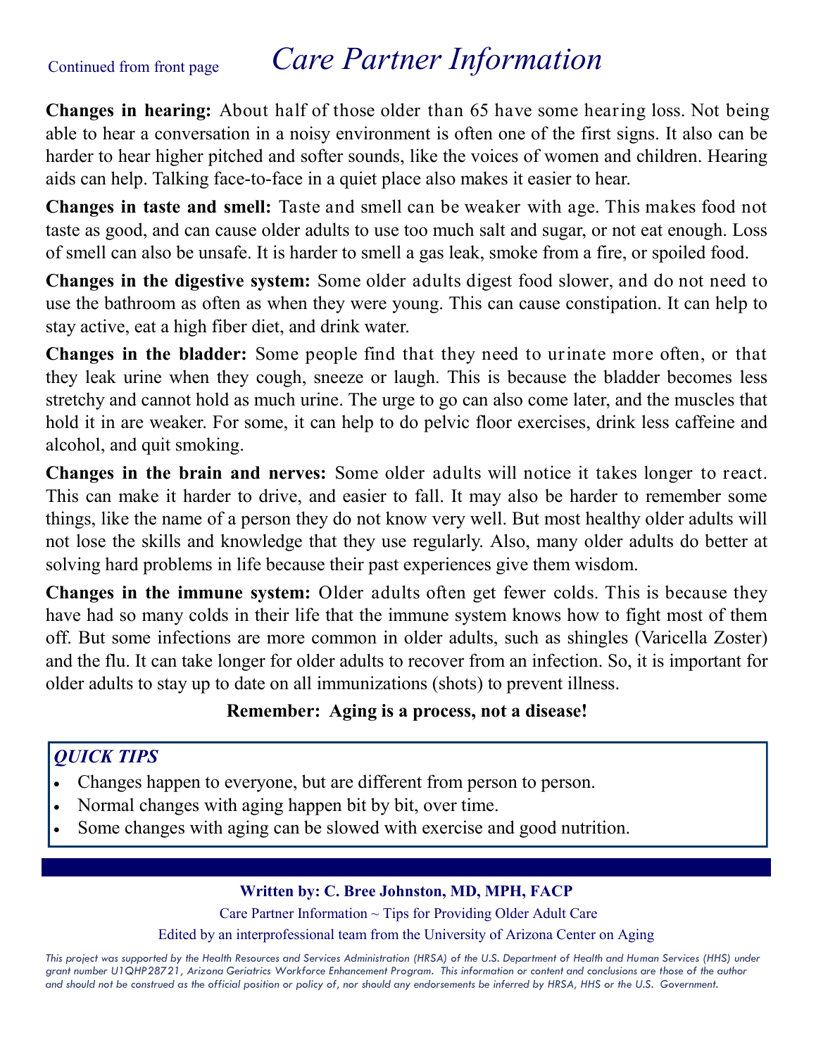Continued from front page

# *Care Partner Information*

**Changes in hearing:** About half of those older than 65 have some hearing loss. Not being able to hear a conversation in a noisy environment is often one of the first signs. It also can be harder to hear higher pitched and softer sounds, like the voices of women and children. Hearing aids can help. Talking face-to-face in a quiet place also makes it easier to hear.

**Changes in taste and smell:** Taste and smell can be weaker with age. This makes food not taste as good, and can cause older adults to use too much salt and sugar, or not eat enough. Loss of smell can also be unsafe. It is harder to smell a gas leak, smoke from a fire, or spoiled food.

**Changes in the digestive system:** Some older adults digest food slower, and do not need to use the bathroom as often as when they were young. This can cause constipation. It can help to stay active, eat a high fiber diet, and drink water.

**Changes in the bladder:** Some people find that they need to urinate more often, or that they leak urine when they cough, sneeze or laugh. This is because the bladder becomes less stretchy and cannot hold as much urine. The urge to go can also come later, and the muscles that hold it in are weaker. For some, it can help to do pelvic floor exercises, drink less caffeine and alcohol, and quit smoking.

**Changes in the brain and nerves:** Some older adults will notice it takes longer to react. This can make it harder to drive, and easier to fall. It may also be harder to remember some things, like the name of a person they do not know very well. But most healthy older adults will not lose the skills and knowledge that they use regularly. Also, many older adults do better at solving hard problems in life because their past experiences give them wisdom.

**Changes in the immune system:** Older adults often get fewer colds. This is because they have had so many colds in their life that the immune system knows how to fight most of them off. But some infections are more common in older adults, such as shingles (Varicella Zoster) and the flu. It can take longer for older adults to recover from an infection. So, it is important for older adults to stay up to date on all immunizations (shots) to prevent illness.

**Remember: Aging is a process, not a disease!**

### *QUICK TIPS*

- Changes happen to everyone, but are different from person to person.
- Normal changes with aging happen bit by bit, over time.
- Some changes with aging can be slowed with exercise and good nutrition.

**Written by: C. Bree Johnston, MD, MPH, FACP**

Care Partner Information ~ Tips for Providing Older Adult Care

Edited by an interprofessional team from the University of Arizona Center on Aging

*This project was supported by the Health Resources and Services Administration (HRSA) of the U.S. Department of Health and Human Services (HHS) under grant number U1QHP28721, Arizona Geriatrics Workforce Enhancement Program. This information or content and conclusions are those of the author and should not be construed as the official position or policy of, nor should any endorsements be inferred by HRSA, HHS or the U.S. Government.*